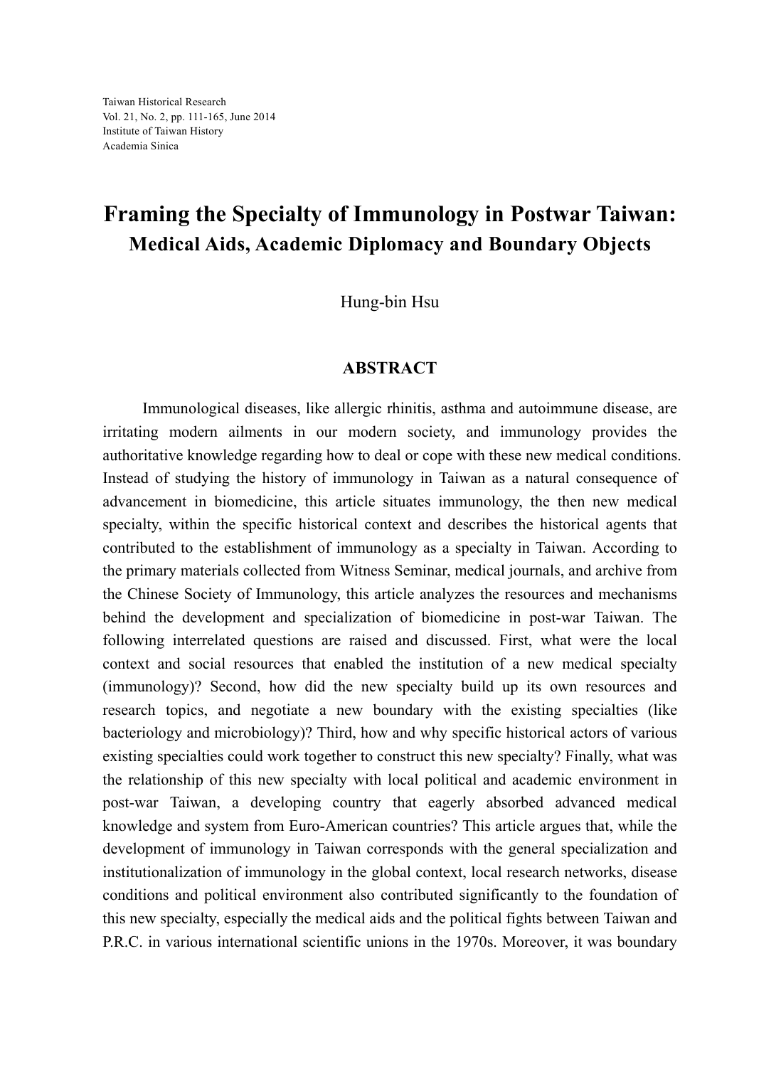Taiwan Historical Research
Vol. 21, No. 2, pp. 111-165, June 2014
Institute of Taiwan History
Academia Sinica

# Framing the Specialty of Immunology in Postwar Taiwan:
## Medical Aids, Academic Diplomacy and Boundary Objects

Hung-bin Hsu

### ABSTRACT

Immunological diseases, like allergic rhinitis, asthma and autoimmune disease, are irritating modern ailments in our modern society, and immunology provides the authoritative knowledge regarding how to deal or cope with these new medical conditions. Instead of studying the history of immunology in Taiwan as a natural consequence of advancement in biomedicine, this article situates immunology, the then new medical specialty, within the specific historical context and describes the historical agents that contributed to the establishment of immunology as a specialty in Taiwan. According to the primary materials collected from Witness Seminar, medical journals, and archive from the Chinese Society of Immunology, this article analyzes the resources and mechanisms behind the development and specialization of biomedicine in post-war Taiwan. The following interrelated questions are raised and discussed. First, what were the local context and social resources that enabled the institution of a new medical specialty (immunology)? Second, how did the new specialty build up its own resources and research topics, and negotiate a new boundary with the existing specialties (like bacteriology and microbiology)? Third, how and why specific historical actors of various existing specialties could work together to construct this new specialty? Finally, what was the relationship of this new specialty with local political and academic environment in post-war Taiwan, a developing country that eagerly absorbed advanced medical knowledge and system from Euro-American countries? This article argues that, while the development of immunology in Taiwan corresponds with the general specialization and institutionalization of immunology in the global context, local research networks, disease conditions and political environment also contributed significantly to the foundation of this new specialty, especially the medical aids and the political fights between Taiwan and P.R.C. in various international scientific unions in the 1970s. Moreover, it was boundary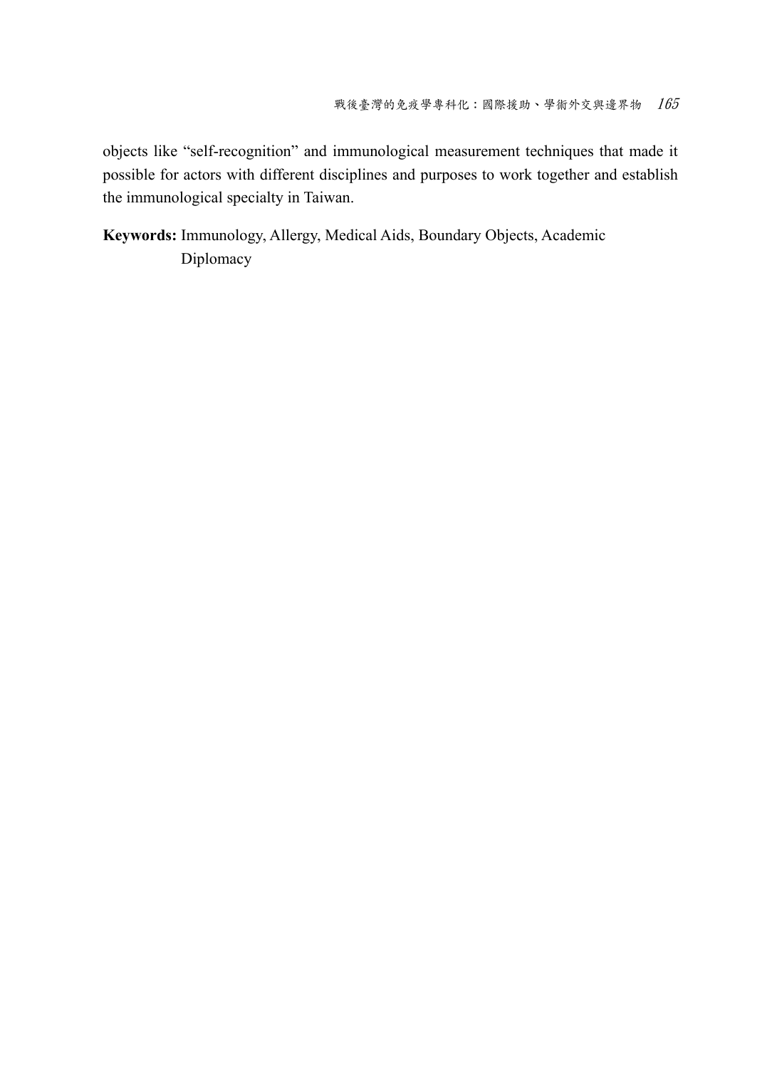objects like “self-recognition” and immunological measurement techniques that made it possible for actors with different disciplines and purposes to work together and establish the immunological specialty in Taiwan.

**Keywords:** Immunology, Allergy, Medical Aids, Boundary Objects, Academic Diplomacy